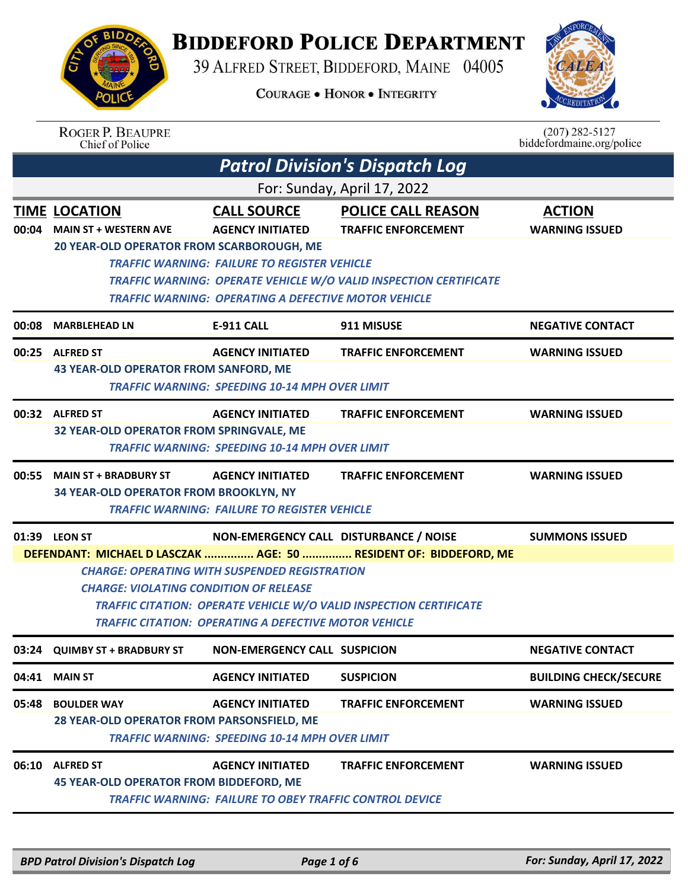# Biddeford Police Department

39 Alfred Street, Biddeford, Maine 04005

Courage • Honor • Integrity

Roger P. Beaupre
Chief of Police

(207) 282-5127
biddefordmaine.org/police

## Patrol Division's Dispatch Log

For: Sunday, April 17, 2022

| TIME | LOCATION | CALL SOURCE | POLICE CALL REASON | ACTION |
|---|---|---|---|---|
| 00:04 | MAIN ST + WESTERN AVE | AGENCY INITIATED | TRAFFIC ENFORCEMENT | WARNING ISSUED |

20 YEAR-OLD OPERATOR FROM SCARBOROUGH, ME

*TRAFFIC WARNING: FAILURE TO REGISTER VEHICLE*
*TRAFFIC WARNING: OPERATE VEHICLE W/O VALID INSPECTION CERTIFICATE*
*TRAFFIC WARNING: OPERATING A DEFECTIVE MOTOR VEHICLE*

| TIME | LOCATION | CALL SOURCE | POLICE CALL REASON | ACTION |
|---|---|---|---|---|
| 00:08 | MARBLEHEAD LN | E-911 CALL | 911 MISUSE | NEGATIVE CONTACT |
| 00:25 | ALFRED ST | AGENCY INITIATED | TRAFFIC ENFORCEMENT | WARNING ISSUED |

43 YEAR-OLD OPERATOR FROM SANFORD, ME

*TRAFFIC WARNING: SPEEDING 10-14 MPH OVER LIMIT*

| TIME | LOCATION | CALL SOURCE | POLICE CALL REASON | ACTION |
|---|---|---|---|---|
| 00:32 | ALFRED ST | AGENCY INITIATED | TRAFFIC ENFORCEMENT | WARNING ISSUED |

32 YEAR-OLD OPERATOR FROM SPRINGVALE, ME

*TRAFFIC WARNING: SPEEDING 10-14 MPH OVER LIMIT*

| TIME | LOCATION | CALL SOURCE | POLICE CALL REASON | ACTION |
|---|---|---|---|---|
| 00:55 | MAIN ST + BRADBURY ST | AGENCY INITIATED | TRAFFIC ENFORCEMENT | WARNING ISSUED |

34 YEAR-OLD OPERATOR FROM BROOKLYN, NY

*TRAFFIC WARNING: FAILURE TO REGISTER VEHICLE*

| TIME | LOCATION | CALL SOURCE | POLICE CALL REASON | ACTION |
|---|---|---|---|---|
| 01:39 | LEON ST | NON-EMERGENCY CALL | DISTURBANCE / NOISE | SUMMONS ISSUED |

**DEFENDANT: MICHAEL D LASCZAK ............... AGE: 50 ............... RESIDENT OF: BIDDEFORD, ME**

*CHARGE: OPERATING WITH SUSPENDED REGISTRATION*
*CHARGE: VIOLATING CONDITION OF RELEASE*
*TRAFFIC CITATION: OPERATE VEHICLE W/O VALID INSPECTION CERTIFICATE*
*TRAFFIC CITATION: OPERATING A DEFECTIVE MOTOR VEHICLE*

| TIME | LOCATION | CALL SOURCE | POLICE CALL REASON | ACTION |
|---|---|---|---|---|
| 03:24 | QUIMBY ST + BRADBURY ST | NON-EMERGENCY CALL | SUSPICION | NEGATIVE CONTACT |
| 04:41 | MAIN ST | AGENCY INITIATED | SUSPICION | BUILDING CHECK/SECURE |
| 05:48 | BOULDER WAY | AGENCY INITIATED | TRAFFIC ENFORCEMENT | WARNING ISSUED |

28 YEAR-OLD OPERATOR FROM PARSONSFIELD, ME

*TRAFFIC WARNING: SPEEDING 10-14 MPH OVER LIMIT*

| TIME | LOCATION | CALL SOURCE | POLICE CALL REASON | ACTION |
|---|---|---|---|---|
| 06:10 | ALFRED ST | AGENCY INITIATED | TRAFFIC ENFORCEMENT | WARNING ISSUED |

45 YEAR-OLD OPERATOR FROM BIDDEFORD, ME

*TRAFFIC WARNING: FAILURE TO OBEY TRAFFIC CONTROL DEVICE*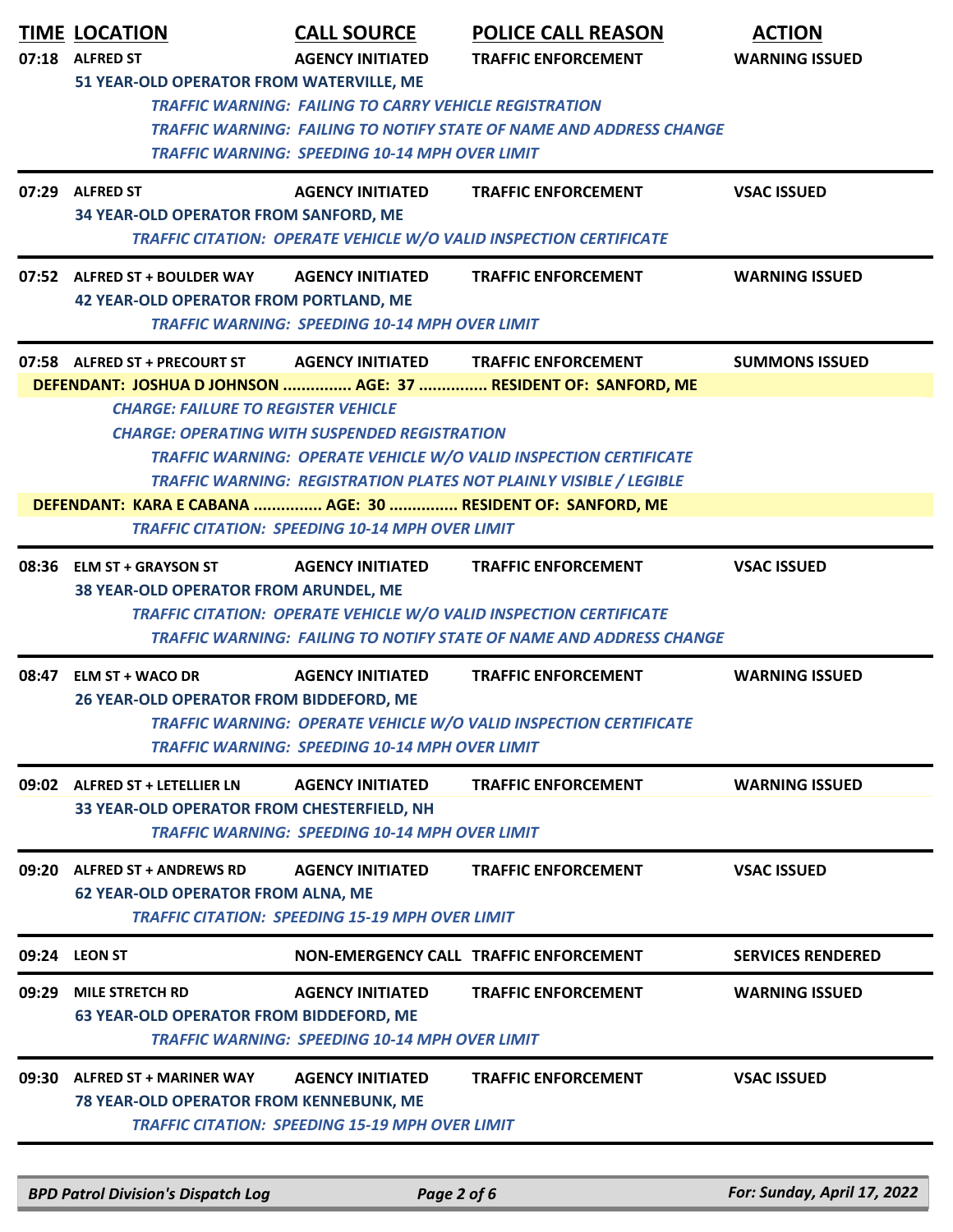| TIME | LOCATION | CALL SOURCE | POLICE CALL REASON | ACTION |
|---|---|---|---|---|
| 07:18 | ALFRED ST | AGENCY INITIATED | TRAFFIC ENFORCEMENT | WARNING ISSUED |

**51 YEAR-OLD OPERATOR FROM WATERVILLE, ME**

*TRAFFIC WARNING: FAILING TO CARRY VEHICLE REGISTRATION*
*TRAFFIC WARNING: FAILING TO NOTIFY STATE OF NAME AND ADDRESS CHANGE*
*TRAFFIC WARNING: SPEEDING 10-14 MPH OVER LIMIT*

---

| TIME | LOCATION | CALL SOURCE | POLICE CALL REASON | ACTION |
|---|---|---|---|---|
| 07:29 | ALFRED ST | AGENCY INITIATED | TRAFFIC ENFORCEMENT | VSAC ISSUED |

**34 YEAR-OLD OPERATOR FROM SANFORD, ME**

*TRAFFIC CITATION: OPERATE VEHICLE W/O VALID INSPECTION CERTIFICATE*

---

| TIME | LOCATION | CALL SOURCE | POLICE CALL REASON | ACTION |
|---|---|---|---|---|
| 07:52 | ALFRED ST + BOULDER WAY | AGENCY INITIATED | TRAFFIC ENFORCEMENT | WARNING ISSUED |

**42 YEAR-OLD OPERATOR FROM PORTLAND, ME**

*TRAFFIC WARNING: SPEEDING 10-14 MPH OVER LIMIT*

---

| TIME | LOCATION | CALL SOURCE | POLICE CALL REASON | ACTION |
|---|---|---|---|---|
| 07:58 | ALFRED ST + PRECOURT ST | AGENCY INITIATED | TRAFFIC ENFORCEMENT | SUMMONS ISSUED |

**DEFENDANT: JOSHUA D JOHNSON ............... AGE: 37 ............... RESIDENT OF: SANFORD, ME**

*CHARGE: FAILURE TO REGISTER VEHICLE*
*CHARGE: OPERATING WITH SUSPENDED REGISTRATION*
*TRAFFIC WARNING: OPERATE VEHICLE W/O VALID INSPECTION CERTIFICATE*
*TRAFFIC WARNING: REGISTRATION PLATES NOT PLAINLY VISIBLE / LEGIBLE*

**DEFENDANT: KARA E CABANA ............... AGE: 30 ............... RESIDENT OF: SANFORD, ME**

*TRAFFIC CITATION: SPEEDING 10-14 MPH OVER LIMIT*

---

| TIME | LOCATION | CALL SOURCE | POLICE CALL REASON | ACTION |
|---|---|---|---|---|
| 08:36 | ELM ST + GRAYSON ST | AGENCY INITIATED | TRAFFIC ENFORCEMENT | VSAC ISSUED |

**38 YEAR-OLD OPERATOR FROM ARUNDEL, ME**

*TRAFFIC CITATION: OPERATE VEHICLE W/O VALID INSPECTION CERTIFICATE*
*TRAFFIC WARNING: FAILING TO NOTIFY STATE OF NAME AND ADDRESS CHANGE*

---

| TIME | LOCATION | CALL SOURCE | POLICE CALL REASON | ACTION |
|---|---|---|---|---|
| 08:47 | ELM ST + WACO DR | AGENCY INITIATED | TRAFFIC ENFORCEMENT | WARNING ISSUED |

**26 YEAR-OLD OPERATOR FROM BIDDEFORD, ME**

*TRAFFIC WARNING: OPERATE VEHICLE W/O VALID INSPECTION CERTIFICATE*
*TRAFFIC WARNING: SPEEDING 10-14 MPH OVER LIMIT*

---

| TIME | LOCATION | CALL SOURCE | POLICE CALL REASON | ACTION |
|---|---|---|---|---|
| 09:02 | ALFRED ST + LETELLIER LN | AGENCY INITIATED | TRAFFIC ENFORCEMENT | WARNING ISSUED |

**33 YEAR-OLD OPERATOR FROM CHESTERFIELD, NH**

*TRAFFIC WARNING: SPEEDING 10-14 MPH OVER LIMIT*

---

| TIME | LOCATION | CALL SOURCE | POLICE CALL REASON | ACTION |
|---|---|---|---|---|
| 09:20 | ALFRED ST + ANDREWS RD | AGENCY INITIATED | TRAFFIC ENFORCEMENT | VSAC ISSUED |

**62 YEAR-OLD OPERATOR FROM ALNA, ME**

*TRAFFIC CITATION: SPEEDING 15-19 MPH OVER LIMIT*

---

| TIME | LOCATION | CALL SOURCE | POLICE CALL REASON | ACTION |
|---|---|---|---|---|
| 09:24 | LEON ST | NON-EMERGENCY CALL | TRAFFIC ENFORCEMENT | SERVICES RENDERED |

---

| TIME | LOCATION | CALL SOURCE | POLICE CALL REASON | ACTION |
|---|---|---|---|---|
| 09:29 | MILE STRETCH RD | AGENCY INITIATED | TRAFFIC ENFORCEMENT | WARNING ISSUED |

**63 YEAR-OLD OPERATOR FROM BIDDEFORD, ME**

*TRAFFIC WARNING: SPEEDING 10-14 MPH OVER LIMIT*

---

| TIME | LOCATION | CALL SOURCE | POLICE CALL REASON | ACTION |
|---|---|---|---|---|
| 09:30 | ALFRED ST + MARINER WAY | AGENCY INITIATED | TRAFFIC ENFORCEMENT | VSAC ISSUED |

**78 YEAR-OLD OPERATOR FROM KENNEBUNK, ME**

*TRAFFIC CITATION: SPEEDING 15-19 MPH OVER LIMIT*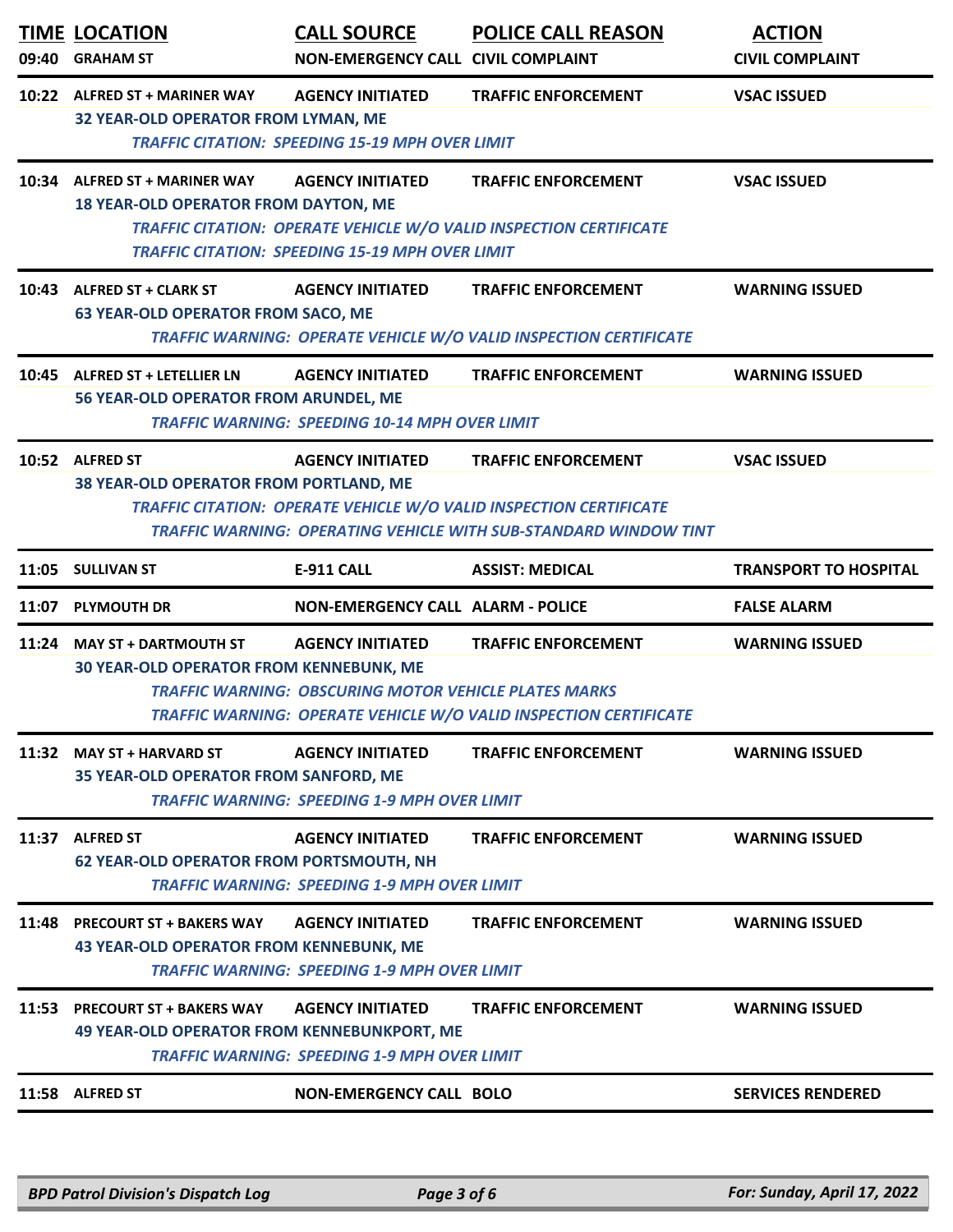| TIME | LOCATION | CALL SOURCE | POLICE CALL REASON | ACTION |
|---|---|---|---|---|
| 09:40 | GRAHAM ST | NON-EMERGENCY CALL | CIVIL COMPLAINT | CIVIL COMPLAINT |
| 10:22 | ALFRED ST + MARINER WAY | AGENCY INITIATED | TRAFFIC ENFORCEMENT | VSAC ISSUED |
| | 32 YEAR-OLD OPERATOR FROM LYMAN, ME<br>*TRAFFIC CITATION: SPEEDING 15-19 MPH OVER LIMIT* | | | |
| 10:34 | ALFRED ST + MARINER WAY | AGENCY INITIATED | TRAFFIC ENFORCEMENT | VSAC ISSUED |
| | 18 YEAR-OLD OPERATOR FROM DAYTON, ME<br>*TRAFFIC CITATION: OPERATE VEHICLE W/O VALID INSPECTION CERTIFICATE*<br>*TRAFFIC CITATION: SPEEDING 15-19 MPH OVER LIMIT* | | | |
| 10:43 | ALFRED ST + CLARK ST | AGENCY INITIATED | TRAFFIC ENFORCEMENT | WARNING ISSUED |
| | 63 YEAR-OLD OPERATOR FROM SACO, ME<br>*TRAFFIC WARNING: OPERATE VEHICLE W/O VALID INSPECTION CERTIFICATE* | | | |
| 10:45 | ALFRED ST + LETELLIER LN | AGENCY INITIATED | TRAFFIC ENFORCEMENT | WARNING ISSUED |
| | 56 YEAR-OLD OPERATOR FROM ARUNDEL, ME<br>*TRAFFIC WARNING: SPEEDING 10-14 MPH OVER LIMIT* | | | |
| 10:52 | ALFRED ST | AGENCY INITIATED | TRAFFIC ENFORCEMENT | VSAC ISSUED |
| | 38 YEAR-OLD OPERATOR FROM PORTLAND, ME<br>*TRAFFIC CITATION: OPERATE VEHICLE W/O VALID INSPECTION CERTIFICATE*<br>*TRAFFIC WARNING: OPERATING VEHICLE WITH SUB-STANDARD WINDOW TINT* | | | |
| 11:05 | SULLIVAN ST | E-911 CALL | ASSIST: MEDICAL | TRANSPORT TO HOSPITAL |
| 11:07 | PLYMOUTH DR | NON-EMERGENCY CALL | ALARM - POLICE | FALSE ALARM |
| 11:24 | MAY ST + DARTMOUTH ST | AGENCY INITIATED | TRAFFIC ENFORCEMENT | WARNING ISSUED |
| | 30 YEAR-OLD OPERATOR FROM KENNEBUNK, ME<br>*TRAFFIC WARNING: OBSCURING MOTOR VEHICLE PLATES MARKS*<br>*TRAFFIC WARNING: OPERATE VEHICLE W/O VALID INSPECTION CERTIFICATE* | | | |
| 11:32 | MAY ST + HARVARD ST | AGENCY INITIATED | TRAFFIC ENFORCEMENT | WARNING ISSUED |
| | 35 YEAR-OLD OPERATOR FROM SANFORD, ME<br>*TRAFFIC WARNING: SPEEDING 1-9 MPH OVER LIMIT* | | | |
| 11:37 | ALFRED ST | AGENCY INITIATED | TRAFFIC ENFORCEMENT | WARNING ISSUED |
| | 62 YEAR-OLD OPERATOR FROM PORTSMOUTH, NH<br>*TRAFFIC WARNING: SPEEDING 1-9 MPH OVER LIMIT* | | | |
| 11:48 | PRECOURT ST + BAKERS WAY | AGENCY INITIATED | TRAFFIC ENFORCEMENT | WARNING ISSUED |
| | 43 YEAR-OLD OPERATOR FROM KENNEBUNK, ME<br>*TRAFFIC WARNING: SPEEDING 1-9 MPH OVER LIMIT* | | | |
| 11:53 | PRECOURT ST + BAKERS WAY | AGENCY INITIATED | TRAFFIC ENFORCEMENT | WARNING ISSUED |
| | 49 YEAR-OLD OPERATOR FROM KENNEBUNKPORT, ME<br>*TRAFFIC WARNING: SPEEDING 1-9 MPH OVER LIMIT* | | | |
| 11:58 | ALFRED ST | NON-EMERGENCY CALL | BOLO | SERVICES RENDERED |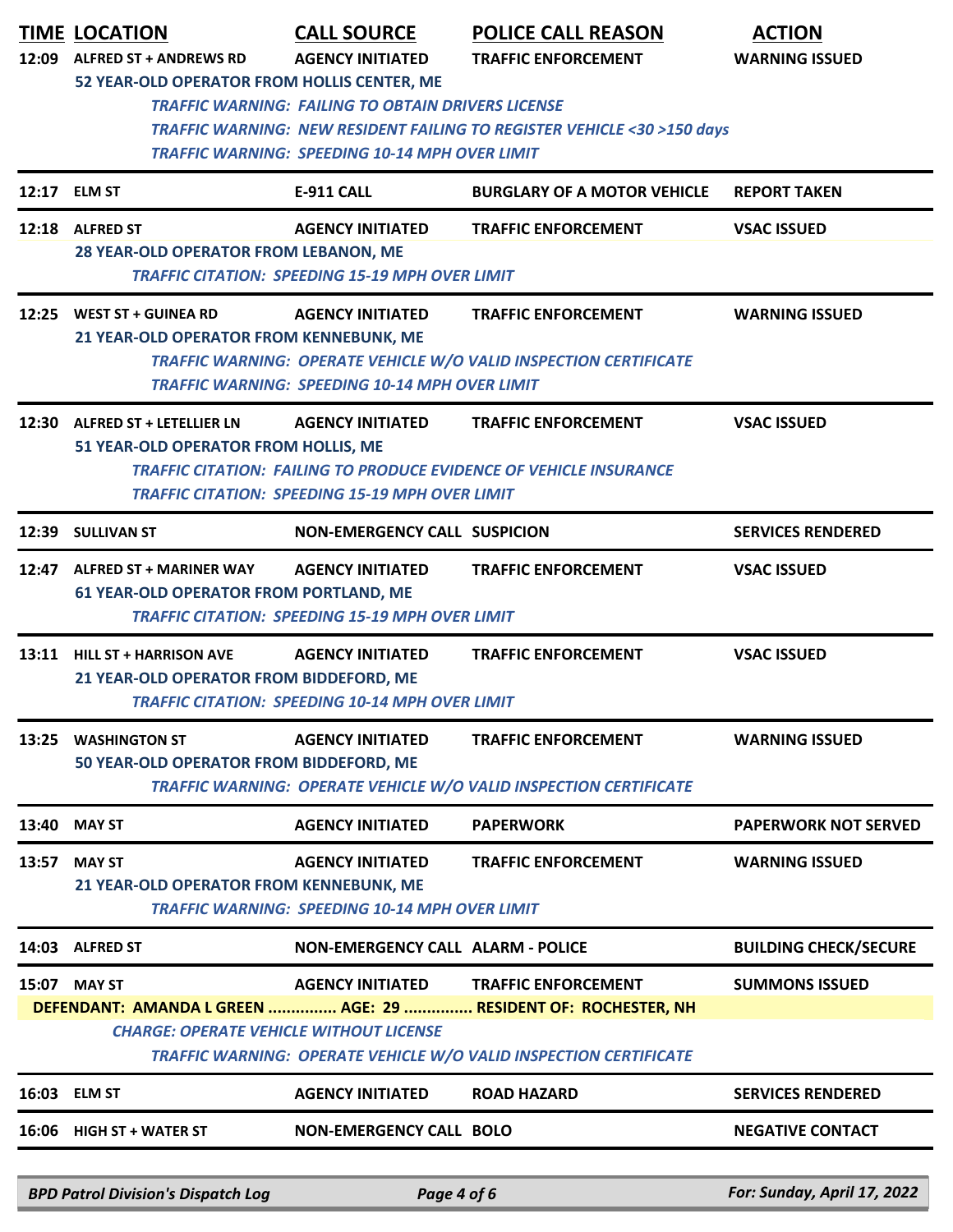| TIME | LOCATION | CALL SOURCE | POLICE CALL REASON | ACTION |
|---|---|---|---|---|
| 12:09 | ALFRED ST + ANDREWS RD | AGENCY INITIATED | TRAFFIC ENFORCEMENT | WARNING ISSUED |
| | 52 YEAR-OLD OPERATOR FROM HOLLIS CENTER, ME | | | |
| | | *TRAFFIC WARNING: FAILING TO OBTAIN DRIVERS LICENSE* | | |
| | | *TRAFFIC WARNING: NEW RESIDENT FAILING TO REGISTER VEHICLE <30 >150 days* | | |
| | | *TRAFFIC WARNING: SPEEDING 10-14 MPH OVER LIMIT* | | |
| 12:17 | ELM ST | E-911 CALL | BURGLARY OF A MOTOR VEHICLE | REPORT TAKEN |
| 12:18 | ALFRED ST | AGENCY INITIATED | TRAFFIC ENFORCEMENT | VSAC ISSUED |
| | 28 YEAR-OLD OPERATOR FROM LEBANON, ME | | | |
| | | *TRAFFIC CITATION: SPEEDING 15-19 MPH OVER LIMIT* | | |
| 12:25 | WEST ST + GUINEA RD | AGENCY INITIATED | TRAFFIC ENFORCEMENT | WARNING ISSUED |
| | 21 YEAR-OLD OPERATOR FROM KENNEBUNK, ME | | | |
| | | *TRAFFIC WARNING: OPERATE VEHICLE W/O VALID INSPECTION CERTIFICATE* | | |
| | | *TRAFFIC WARNING: SPEEDING 10-14 MPH OVER LIMIT* | | |
| 12:30 | ALFRED ST + LETELLIER LN | AGENCY INITIATED | TRAFFIC ENFORCEMENT | VSAC ISSUED |
| | 51 YEAR-OLD OPERATOR FROM HOLLIS, ME | | | |
| | | *TRAFFIC CITATION: FAILING TO PRODUCE EVIDENCE OF VEHICLE INSURANCE* | | |
| | | *TRAFFIC CITATION: SPEEDING 15-19 MPH OVER LIMIT* | | |
| 12:39 | SULLIVAN ST | NON-EMERGENCY CALL | SUSPICION | SERVICES RENDERED |
| 12:47 | ALFRED ST + MARINER WAY | AGENCY INITIATED | TRAFFIC ENFORCEMENT | VSAC ISSUED |
| | 61 YEAR-OLD OPERATOR FROM PORTLAND, ME | | | |
| | | *TRAFFIC CITATION: SPEEDING 15-19 MPH OVER LIMIT* | | |
| 13:11 | HILL ST + HARRISON AVE | AGENCY INITIATED | TRAFFIC ENFORCEMENT | VSAC ISSUED |
| | 21 YEAR-OLD OPERATOR FROM BIDDEFORD, ME | | | |
| | | *TRAFFIC CITATION: SPEEDING 10-14 MPH OVER LIMIT* | | |
| 13:25 | WASHINGTON ST | AGENCY INITIATED | TRAFFIC ENFORCEMENT | WARNING ISSUED |
| | 50 YEAR-OLD OPERATOR FROM BIDDEFORD, ME | | | |
| | | *TRAFFIC WARNING: OPERATE VEHICLE W/O VALID INSPECTION CERTIFICATE* | | |
| 13:40 | MAY ST | AGENCY INITIATED | PAPERWORK | PAPERWORK NOT SERVED |
| 13:57 | MAY ST | AGENCY INITIATED | TRAFFIC ENFORCEMENT | WARNING ISSUED |
| | 21 YEAR-OLD OPERATOR FROM KENNEBUNK, ME | | | |
| | | *TRAFFIC WARNING: SPEEDING 10-14 MPH OVER LIMIT* | | |
| 14:03 | ALFRED ST | NON-EMERGENCY CALL | ALARM - POLICE | BUILDING CHECK/SECURE |
| 15:07 | MAY ST | AGENCY INITIATED | TRAFFIC ENFORCEMENT | SUMMONS ISSUED |
| | DEFENDANT: AMANDA L GREEN ............... AGE: 29 ............... RESIDENT OF: ROCHESTER, NH | | | |
| | *CHARGE: OPERATE VEHICLE WITHOUT LICENSE* | | | |
| | | *TRAFFIC WARNING: OPERATE VEHICLE W/O VALID INSPECTION CERTIFICATE* | | |
| 16:03 | ELM ST | AGENCY INITIATED | ROAD HAZARD | SERVICES RENDERED |
| 16:06 | HIGH ST + WATER ST | NON-EMERGENCY CALL | BOLO | NEGATIVE CONTACT |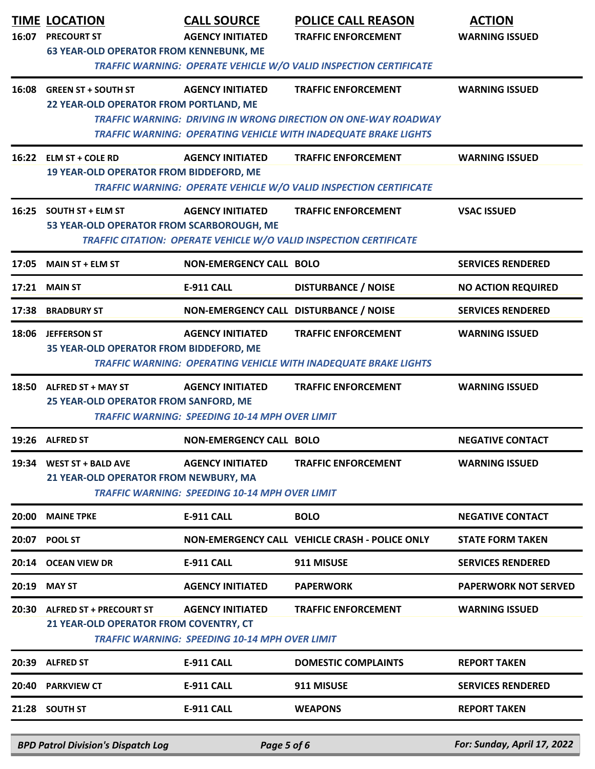| TIME | LOCATION | CALL SOURCE | POLICE CALL REASON | ACTION |
|---|---|---|---|---|
| 16:07 | PRECOURT ST | AGENCY INITIATED | TRAFFIC ENFORCEMENT | WARNING ISSUED |
| | 63 YEAR-OLD OPERATOR FROM KENNEBUNK, ME | | | |
| | *TRAFFIC WARNING: OPERATE VEHICLE W/O VALID INSPECTION CERTIFICATE* | | | |
| 16:08 | GREEN ST + SOUTH ST | AGENCY INITIATED | TRAFFIC ENFORCEMENT | WARNING ISSUED |
| | 22 YEAR-OLD OPERATOR FROM PORTLAND, ME | | | |
| | *TRAFFIC WARNING: DRIVING IN WRONG DIRECTION ON ONE-WAY ROADWAY* | | | |
| | *TRAFFIC WARNING: OPERATING VEHICLE WITH INADEQUATE BRAKE LIGHTS* | | | |
| 16:22 | ELM ST + COLE RD | AGENCY INITIATED | TRAFFIC ENFORCEMENT | WARNING ISSUED |
| | 19 YEAR-OLD OPERATOR FROM BIDDEFORD, ME | | | |
| | *TRAFFIC WARNING: OPERATE VEHICLE W/O VALID INSPECTION CERTIFICATE* | | | |
| 16:25 | SOUTH ST + ELM ST | AGENCY INITIATED | TRAFFIC ENFORCEMENT | VSAC ISSUED |
| | 53 YEAR-OLD OPERATOR FROM SCARBOROUGH, ME | | | |
| | *TRAFFIC CITATION: OPERATE VEHICLE W/O VALID INSPECTION CERTIFICATE* | | | |
| 17:05 | MAIN ST + ELM ST | NON-EMERGENCY CALL | BOLO | SERVICES RENDERED |
| 17:21 | MAIN ST | E-911 CALL | DISTURBANCE / NOISE | NO ACTION REQUIRED |
| 17:38 | BRADBURY ST | NON-EMERGENCY CALL | DISTURBANCE / NOISE | SERVICES RENDERED |
| 18:06 | JEFFERSON ST | AGENCY INITIATED | TRAFFIC ENFORCEMENT | WARNING ISSUED |
| | 35 YEAR-OLD OPERATOR FROM BIDDEFORD, ME | | | |
| | *TRAFFIC WARNING: OPERATING VEHICLE WITH INADEQUATE BRAKE LIGHTS* | | | |
| 18:50 | ALFRED ST + MAY ST | AGENCY INITIATED | TRAFFIC ENFORCEMENT | WARNING ISSUED |
| | 25 YEAR-OLD OPERATOR FROM SANFORD, ME | | | |
| | *TRAFFIC WARNING: SPEEDING 10-14 MPH OVER LIMIT* | | | |
| 19:26 | ALFRED ST | NON-EMERGENCY CALL | BOLO | NEGATIVE CONTACT |
| 19:34 | WEST ST + BALD AVE | AGENCY INITIATED | TRAFFIC ENFORCEMENT | WARNING ISSUED |
| | 21 YEAR-OLD OPERATOR FROM NEWBURY, MA | | | |
| | *TRAFFIC WARNING: SPEEDING 10-14 MPH OVER LIMIT* | | | |
| 20:00 | MAINE TPKE | E-911 CALL | BOLO | NEGATIVE CONTACT |
| 20:07 | POOL ST | NON-EMERGENCY CALL | VEHICLE CRASH - POLICE ONLY | STATE FORM TAKEN |
| 20:14 | OCEAN VIEW DR | E-911 CALL | 911 MISUSE | SERVICES RENDERED |
| 20:19 | MAY ST | AGENCY INITIATED | PAPERWORK | PAPERWORK NOT SERVED |
| 20:30 | ALFRED ST + PRECOURT ST | AGENCY INITIATED | TRAFFIC ENFORCEMENT | WARNING ISSUED |
| | 21 YEAR-OLD OPERATOR FROM COVENTRY, CT | | | |
| | *TRAFFIC WARNING: SPEEDING 10-14 MPH OVER LIMIT* | | | |
| 20:39 | ALFRED ST | E-911 CALL | DOMESTIC COMPLAINTS | REPORT TAKEN |
| 20:40 | PARKVIEW CT | E-911 CALL | 911 MISUSE | SERVICES RENDERED |
| 21:28 | SOUTH ST | E-911 CALL | WEAPONS | REPORT TAKEN |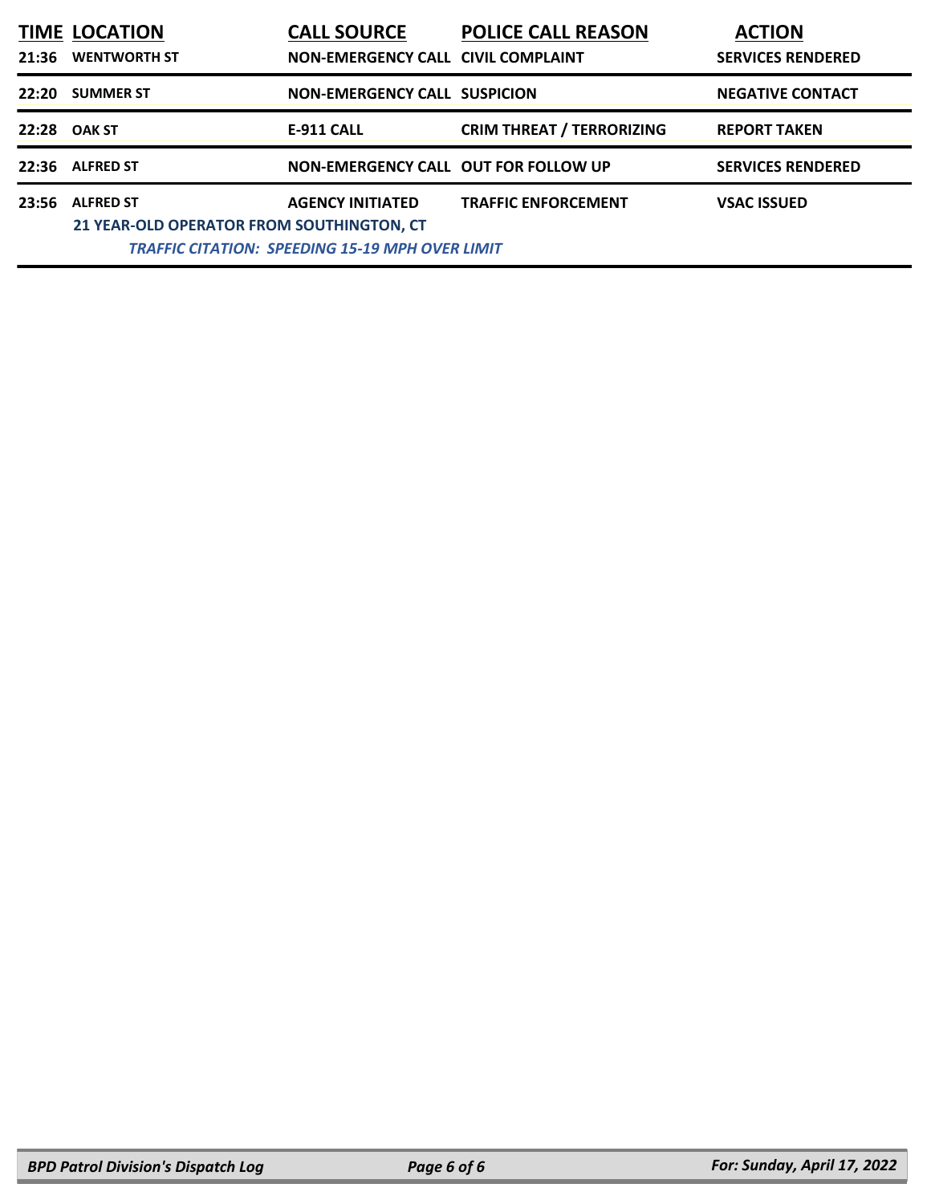| TIME | LOCATION | CALL SOURCE | POLICE CALL REASON | ACTION |
|---|---|---|---|---|
| 21:36 | WENTWORTH ST | NON-EMERGENCY CALL | CIVIL COMPLAINT | SERVICES RENDERED |
| 22:20 | SUMMER ST | NON-EMERGENCY CALL | SUSPICION | NEGATIVE CONTACT |
| 22:28 | OAK ST | E-911 CALL | CRIM THREAT / TERRORIZING | REPORT TAKEN |
| 22:36 | ALFRED ST | NON-EMERGENCY CALL | OUT FOR FOLLOW UP | SERVICES RENDERED |
| 23:56 | ALFRED ST<br>21 YEAR-OLD OPERATOR FROM SOUTHINGTON, CT<br>*TRAFFIC CITATION: SPEEDING 15-19 MPH OVER LIMIT* | AGENCY INITIATED | TRAFFIC ENFORCEMENT | VSAC ISSUED |